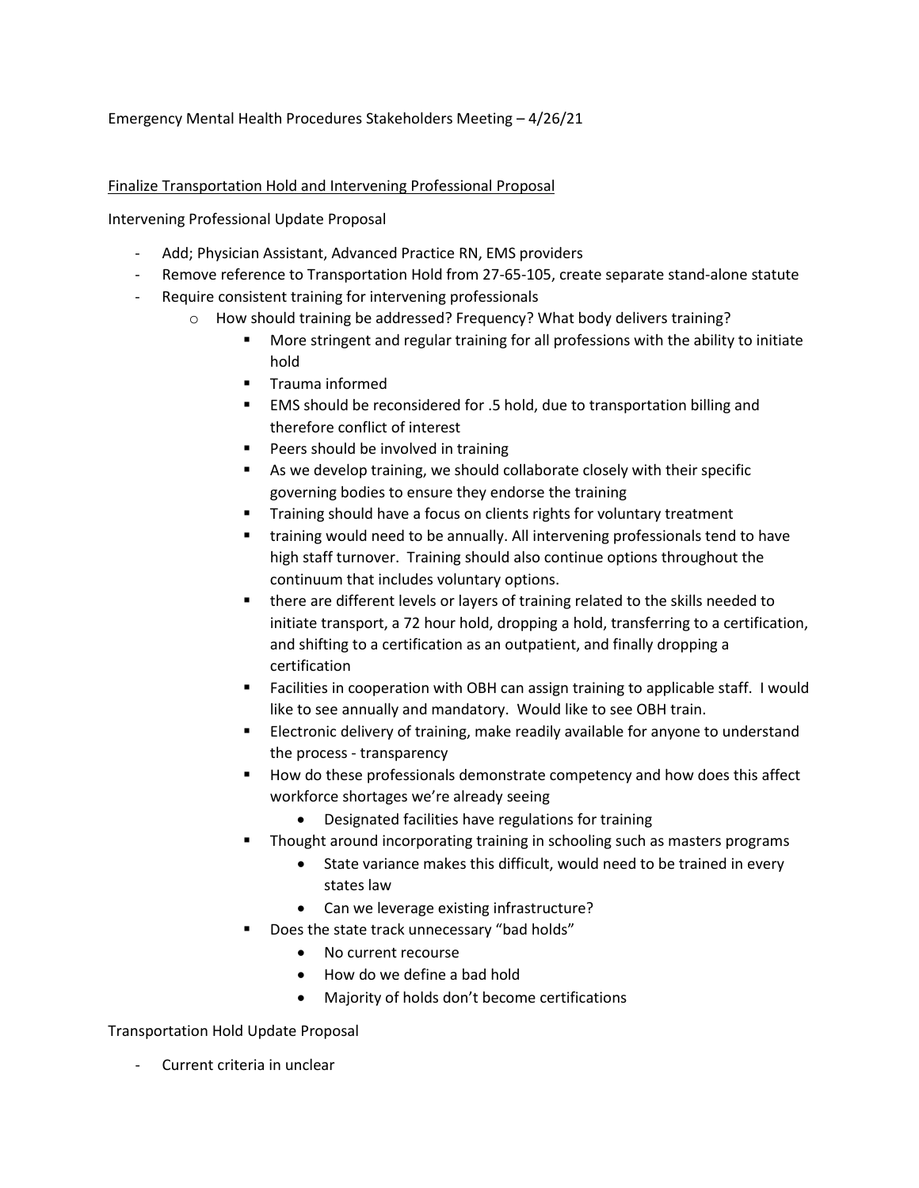Emergency Mental Health Procedures Stakeholders Meeting – 4/26/21

<u>Finalize Transportation Hold and Intervening Professional Proposal</u>

Intervening Professional Update Proposal

- Add; Physician Assistant, Advanced Practice RN, EMS providers
- Remove reference to Transportation Hold from 27-65-105, create separate stand-alone statute
- Require consistent training for intervening professionals
    - How should training be addressed? Frequency? What body delivers training?
        - More stringent and regular training for all professions with the ability to initiate hold
        - Trauma informed
        - EMS should be reconsidered for .5 hold, due to transportation billing and therefore conflict of interest
        - Peers should be involved in training
        - As we develop training, we should collaborate closely with their specific governing bodies to ensure they endorse the training
        - Training should have a focus on clients rights for voluntary treatment
        - training would need to be annually. All intervening professionals tend to have high staff turnover. Training should also continue options throughout the continuum that includes voluntary options.
        - there are different levels or layers of training related to the skills needed to initiate transport, a 72 hour hold, dropping a hold, transferring to a certification, and shifting to a certification as an outpatient, and finally dropping a certification
        - Facilities in cooperation with OBH can assign training to applicable staff. I would like to see annually and mandatory. Would like to see OBH train.
        - Electronic delivery of training, make readily available for anyone to understand the process - transparency
        - How do these professionals demonstrate competency and how does this affect workforce shortages we're already seeing
            - Designated facilities have regulations for training
        - Thought around incorporating training in schooling such as masters programs
            - State variance makes this difficult, would need to be trained in every states law
            - Can we leverage existing infrastructure?
        - Does the state track unnecessary "bad holds"
            - No current recourse
            - How do we define a bad hold
            - Majority of holds don't become certifications

Transportation Hold Update Proposal

- Current criteria in unclear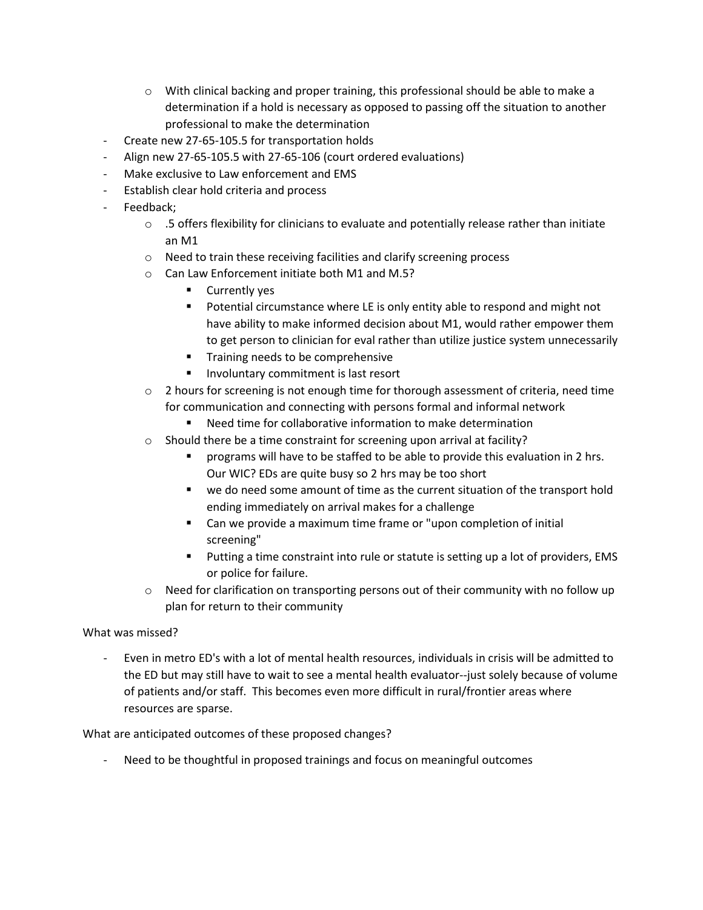- With clinical backing and proper training, this professional should be able to make a determination if a hold is necessary as opposed to passing off the situation to another professional to make the determination
- Create new 27-65-105.5 for transportation holds
- Align new 27-65-105.5 with 27-65-106 (court ordered evaluations)
- Make exclusive to Law enforcement and EMS
- Establish clear hold criteria and process
- Feedback;
  - .5 offers flexibility for clinicians to evaluate and potentially release rather than initiate an M1
  - Need to train these receiving facilities and clarify screening process
  - Can Law Enforcement initiate both M1 and M.5?
    - Currently yes
    - Potential circumstance where LE is only entity able to respond and might not have ability to make informed decision about M1, would rather empower them to get person to clinician for eval rather than utilize justice system unnecessarily
    - Training needs to be comprehensive
    - Involuntary commitment is last resort
  - 2 hours for screening is not enough time for thorough assessment of criteria, need time for communication and connecting with persons formal and informal network
    - Need time for collaborative information to make determination
  - Should there be a time constraint for screening upon arrival at facility?
    - programs will have to be staffed to be able to provide this evaluation in 2 hrs. Our WIC? EDs are quite busy so 2 hrs may be too short
    - we do need some amount of time as the current situation of the transport hold ending immediately on arrival makes for a challenge
    - Can we provide a maximum time frame or "upon completion of initial screening"
    - Putting a time constraint into rule or statute is setting up a lot of providers, EMS or police for failure.
  - Need for clarification on transporting persons out of their community with no follow up plan for return to their community

What was missed?

- Even in metro ED's with a lot of mental health resources, individuals in crisis will be admitted to the ED but may still have to wait to see a mental health evaluator--just solely because of volume of patients and/or staff. This becomes even more difficult in rural/frontier areas where resources are sparse.

What are anticipated outcomes of these proposed changes?

- Need to be thoughtful in proposed trainings and focus on meaningful outcomes